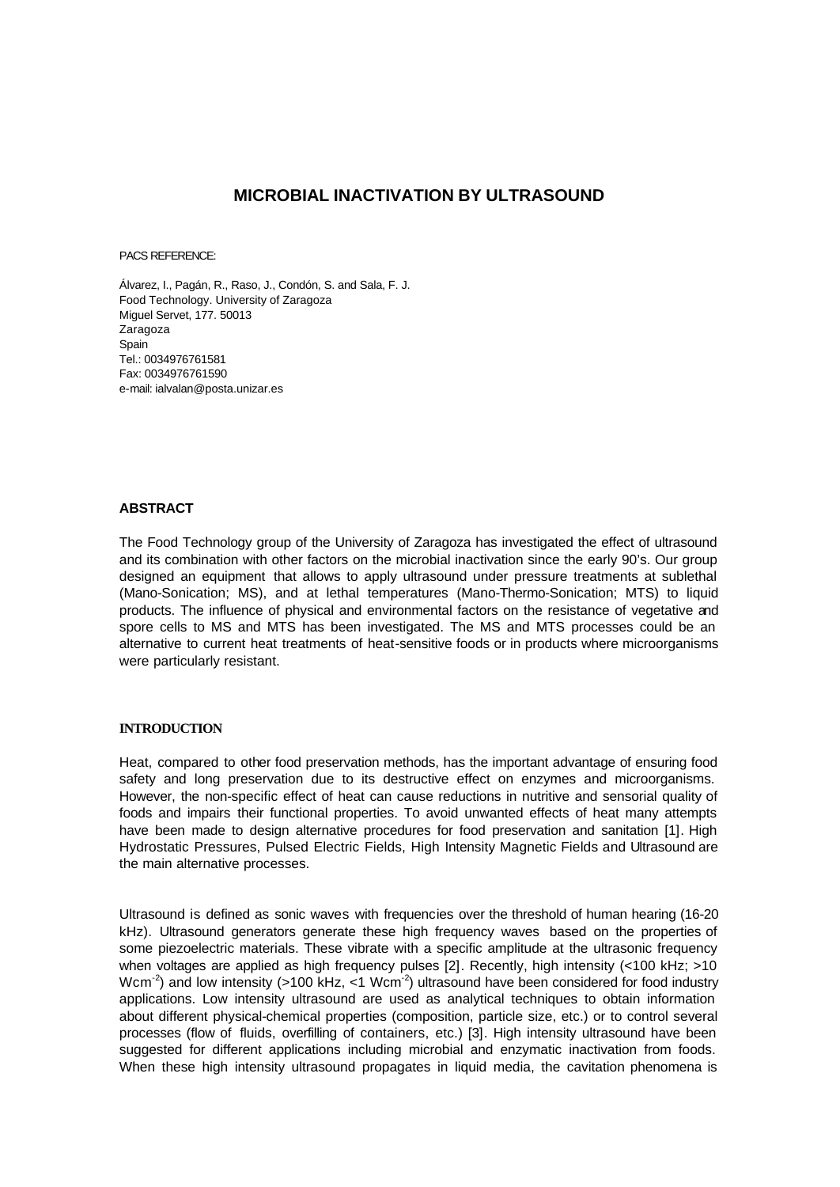# MICROBIAL INACTIVATION BY ULTRASOUND

PACS REFERENCE:

Álvarez, I., Pagán, R., Raso, J., Condón, S. and Sala, F. J.
Food Technology. University of Zaragoza
Miguel Servet, 177. 50013
Zaragoza
Spain
Tel.: 0034976761581
Fax: 0034976761590
e-mail: ialvalan@posta.unizar.es

## ABSTRACT

The Food Technology group of the University of Zaragoza has investigated the effect of ultrasound and its combination with other factors on the microbial inactivation since the early 90's. Our group designed an equipment that allows to apply ultrasound under pressure treatments at sublethal (Mano-Sonication; MS), and at lethal temperatures (Mano-Thermo-Sonication; MTS) to liquid products. The influence of physical and environmental factors on the resistance of vegetative and spore cells to MS and MTS has been investigated. The MS and MTS processes could be an alternative to current heat treatments of heat-sensitive foods or in products where microorganisms were particularly resistant.

## INTRODUCTION

Heat, compared to other food preservation methods, has the important advantage of ensuring food safety and long preservation due to its destructive effect on enzymes and microorganisms. However, the non-specific effect of heat can cause reductions in nutritive and sensorial quality of foods and impairs their functional properties. To avoid unwanted effects of heat many attempts have been made to design alternative procedures for food preservation and sanitation [1]. High Hydrostatic Pressures, Pulsed Electric Fields, High Intensity Magnetic Fields and Ultrasound are the main alternative processes.

Ultrasound is defined as sonic waves with frequencies over the threshold of human hearing (16-20 kHz). Ultrasound generators generate these high frequency waves based on the properties of some piezoelectric materials. These vibrate with a specific amplitude at the ultrasonic frequency when voltages are applied as high frequency pulses [2]. Recently, high intensity (<100 kHz; >10 $Wcm^{-2}$) and low intensity (>100 kHz, <1 $Wcm^{-2}$) ultrasound have been considered for food industry applications. Low intensity ultrasound are used as analytical techniques to obtain information about different physical-chemical properties (composition, particle size, etc.) or to control several processes (flow of fluids, overfilling of containers, etc.) [3]. High intensity ultrasound have been suggested for different applications including microbial and enzymatic inactivation from foods. When these high intensity ultrasound propagates in liquid media, the cavitation phenomena is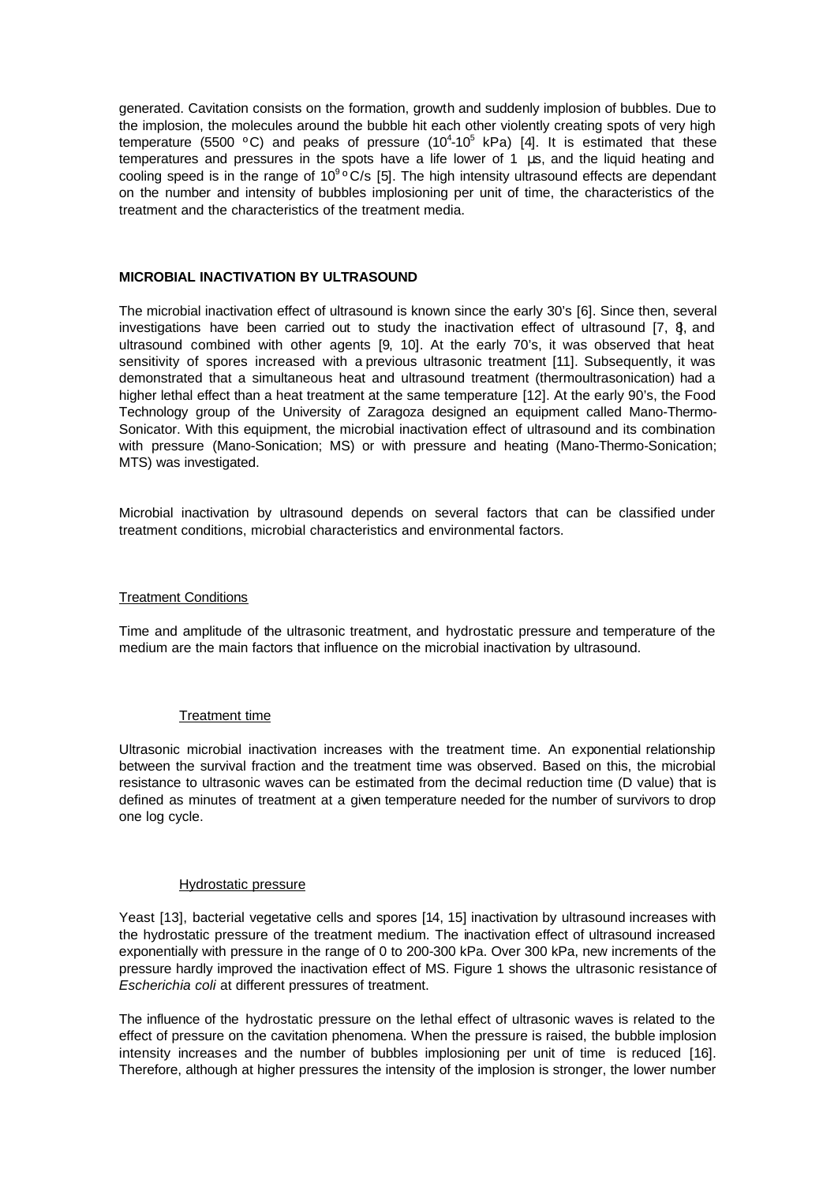generated. Cavitation consists on the formation, growth and suddenly implosion of bubbles. Due to the implosion, the molecules around the bubble hit each other violently creating spots of very high temperature (5500 ºC) and peaks of pressure ($10^4$-$10^5$ kPa) [4]. It is estimated that these temperatures and pressures in the spots have a life lower of 1 µs, and the liquid heating and cooling speed is in the range of $10^9$ ºC/s [5]. The high intensity ultrasound effects are dependant on the number and intensity of bubbles implosioning per unit of time, the characteristics of the treatment and the characteristics of the treatment media.

## MICROBIAL INACTIVATION BY ULTRASOUND

The microbial inactivation effect of ultrasound is known since the early 30's [6]. Since then, several investigations have been carried out to study the inactivation effect of ultrasound [7, 8], and ultrasound combined with other agents [9, 10]. At the early 70's, it was observed that heat sensitivity of spores increased with a previous ultrasonic treatment [11]. Subsequently, it was demonstrated that a simultaneous heat and ultrasound treatment (thermoultrasonication) had a higher lethal effect than a heat treatment at the same temperature [12]. At the early 90's, the Food Technology group of the University of Zaragoza designed an equipment called Mano-Thermo-Sonicator. With this equipment, the microbial inactivation effect of ultrasound and its combination with pressure (Mano-Sonication; MS) or with pressure and heating (Mano-Thermo-Sonication; MTS) was investigated.

Microbial inactivation by ultrasound depends on several factors that can be classified under treatment conditions, microbial characteristics and environmental factors.

### Treatment Conditions

Time and amplitude of the ultrasonic treatment, and hydrostatic pressure and temperature of the medium are the main factors that influence on the microbial inactivation by ultrasound.

#### Treatment time

Ultrasonic microbial inactivation increases with the treatment time. An exponential relationship between the survival fraction and the treatment time was observed. Based on this, the microbial resistance to ultrasonic waves can be estimated from the decimal reduction time (D value) that is defined as minutes of treatment at a given temperature needed for the number of survivors to drop one log cycle.

#### Hydrostatic pressure

Yeast [13], bacterial vegetative cells and spores [14, 15] inactivation by ultrasound increases with the hydrostatic pressure of the treatment medium. The inactivation effect of ultrasound increased exponentially with pressure in the range of 0 to 200-300 kPa. Over 300 kPa, new increments of the pressure hardly improved the inactivation effect of MS. Figure 1 shows the ultrasonic resistance of *Escherichia coli* at different pressures of treatment.

The influence of the hydrostatic pressure on the lethal effect of ultrasonic waves is related to the effect of pressure on the cavitation phenomena. When the pressure is raised, the bubble implosion intensity increases and the number of bubbles implosioning per unit of time is reduced [16]. Therefore, although at higher pressures the intensity of the implosion is stronger, the lower number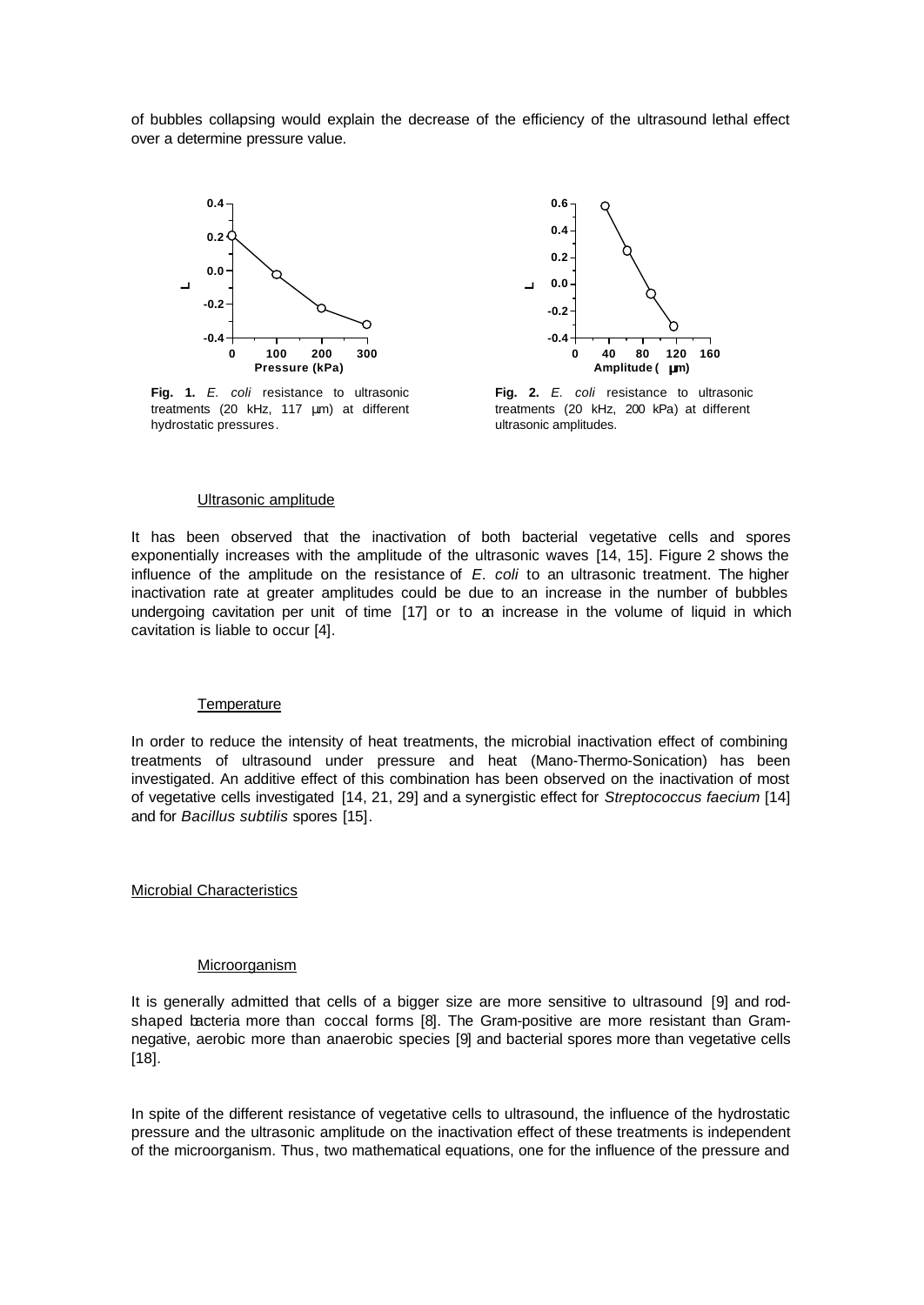of bubbles collapsing would explain the decrease of the efficiency of the ultrasound lethal effect over a determine pressure value.

**Fig. 1.** *E. coli* resistance to ultrasonic treatments (20 kHz, 117 µm) at different hydrostatic pressures.

**Fig. 2.** *E. coli* resistance to ultrasonic treatments (20 kHz, 200 kPa) at different ultrasonic amplitudes.

### Ultrasonic amplitude

It has been observed that the inactivation of both bacterial vegetative cells and spores exponentially increases with the amplitude of the ultrasonic waves [14, 15]. Figure 2 shows the influence of the amplitude on the resistance of *E. coli* to an ultrasonic treatment. The higher inactivation rate at greater amplitudes could be due to an increase in the number of bubbles undergoing cavitation per unit of time [17] or to an increase in the volume of liquid in which cavitation is liable to occur [4].

### Temperature

In order to reduce the intensity of heat treatments, the microbial inactivation effect of combining treatments of ultrasound under pressure and heat (Mano-Thermo-Sonication) has been investigated. An additive effect of this combination has been observed on the inactivation of most of vegetative cells investigated [14, 21, 29] and a synergistic effect for *Streptococcus faecium* [14] and for *Bacillus subtilis* spores [15].

## Microbial Characteristics

### Microorganism

It is generally admitted that cells of a bigger size are more sensitive to ultrasound [9] and rod-shaped bacteria more than coccal forms [8]. The Gram-positive are more resistant than Gram-negative, aerobic more than anaerobic species [9] and bacterial spores more than vegetative cells [18].

In spite of the different resistance of vegetative cells to ultrasound, the influence of the hydrostatic pressure and the ultrasonic amplitude on the inactivation effect of these treatments is independent of the microorganism. Thus, two mathematical equations, one for the influence of the pressure and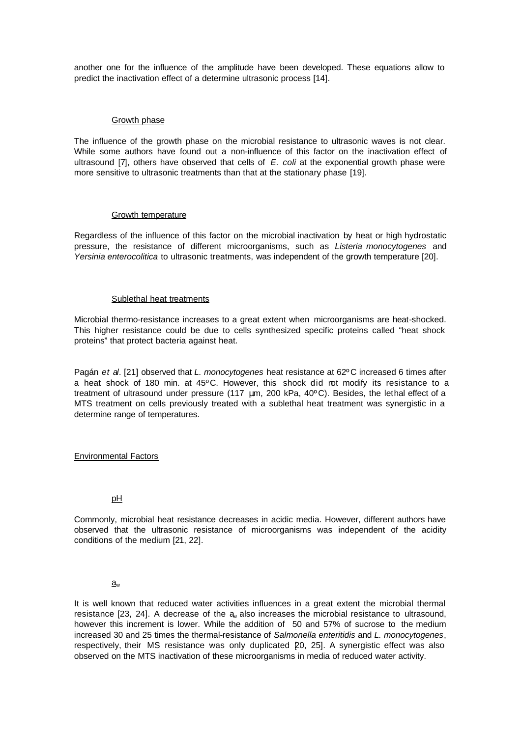another one for the influence of the amplitude have been developed. These equations allow to predict the inactivation effect of a determine ultrasonic process [14].

### Growth phase

The influence of the growth phase on the microbial resistance to ultrasonic waves is not clear. While some authors have found out a non-influence of this factor on the inactivation effect of ultrasound [7], others have observed that cells of *E. coli* at the exponential growth phase were more sensitive to ultrasonic treatments than that at the stationary phase [19].

### Growth temperature

Regardless of the influence of this factor on the microbial inactivation by heat or high hydrostatic pressure, the resistance of different microorganisms, such as *Listeria monocytogenes* and *Yersinia enterocolitica* to ultrasonic treatments, was independent of the growth temperature [20].

### Sublethal heat treatments

Microbial thermo-resistance increases to a great extent when microorganisms are heat-shocked. This higher resistance could be due to cells synthesized specific proteins called "heat shock proteins" that protect bacteria against heat.

Pagán *et al*. [21] observed that *L. monocytogenes* heat resistance at 62ºC increased 6 times after a heat shock of 180 min. at 45ºC. However, this shock did not modify its resistance to a treatment of ultrasound under pressure (117 µm, 200 kPa, 40ºC). Besides, the lethal effect of a MTS treatment on cells previously treated with a sublethal heat treatment was synergistic in a determine range of temperatures.

## Environmental Factors

### pH

Commonly, microbial heat resistance decreases in acidic media. However, different authors have observed that the ultrasonic resistance of microorganisms was independent of the acidity conditions of the medium [21, 22].

### $a_w$

It is well known that reduced water activities influences in a great extent the microbial thermal resistance [23, 24]. A decrease of the $a_w$ also increases the microbial resistance to ultrasound, however this increment is lower. While the addition of 50 and 57% of sucrose to the medium increased 30 and 25 times the thermal-resistance of *Salmonella enteritidis* and *L. monocytogenes*, respectively, their MS resistance was only duplicated [20, 25]. A synergistic effect was also observed on the MTS inactivation of these microorganisms in media of reduced water activity.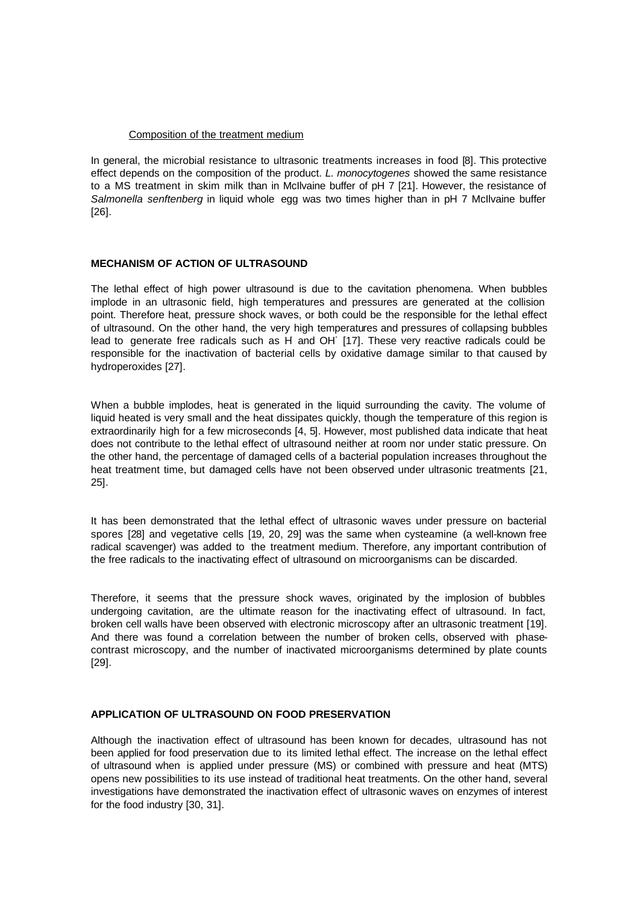### Composition of the treatment medium

In general, the microbial resistance to ultrasonic treatments increases in food [8]. This protective effect depends on the composition of the product. *L. monocytogenes* showed the same resistance to a MS treatment in skim milk than in McIlvaine buffer of pH 7 [21]. However, the resistance of *Salmonella senftenberg* in liquid whole egg was two times higher than in pH 7 McIlvaine buffer [26].

## MECHANISM OF ACTION OF ULTRASOUND

The lethal effect of high power ultrasound is due to the cavitation phenomena. When bubbles implode in an ultrasonic field, high temperatures and pressures are generated at the collision point. Therefore heat, pressure shock waves, or both could be the responsible for the lethal effect of ultrasound. On the other hand, the very high temperatures and pressures of collapsing bubbles lead to generate free radicals such as H and OH˙ [17]. These very reactive radicals could be responsible for the inactivation of bacterial cells by oxidative damage similar to that caused by hydroperoxides [27].

When a bubble implodes, heat is generated in the liquid surrounding the cavity. The volume of liquid heated is very small and the heat dissipates quickly, though the temperature of this region is extraordinarily high for a few microseconds [4, 5]. However, most published data indicate that heat does not contribute to the lethal effect of ultrasound neither at room nor under static pressure. On the other hand, the percentage of damaged cells of a bacterial population increases throughout the heat treatment time, but damaged cells have not been observed under ultrasonic treatments [21, 25].

It has been demonstrated that the lethal effect of ultrasonic waves under pressure on bacterial spores [28] and vegetative cells [19, 20, 29] was the same when cysteamine (a well-known free radical scavenger) was added to the treatment medium. Therefore, any important contribution of the free radicals to the inactivating effect of ultrasound on microorganisms can be discarded.

Therefore, it seems that the pressure shock waves, originated by the implosion of bubbles undergoing cavitation, are the ultimate reason for the inactivating effect of ultrasound. In fact, broken cell walls have been observed with electronic microscopy after an ultrasonic treatment [19]. And there was found a correlation between the number of broken cells, observed with phase-contrast microscopy, and the number of inactivated microorganisms determined by plate counts [29].

## APPLICATION OF ULTRASOUND ON FOOD PRESERVATION

Although the inactivation effect of ultrasound has been known for decades, ultrasound has not been applied for food preservation due to its limited lethal effect. The increase on the lethal effect of ultrasound when is applied under pressure (MS) or combined with pressure and heat (MTS) opens new possibilities to its use instead of traditional heat treatments. On the other hand, several investigations have demonstrated the inactivation effect of ultrasonic waves on enzymes of interest for the food industry [30, 31].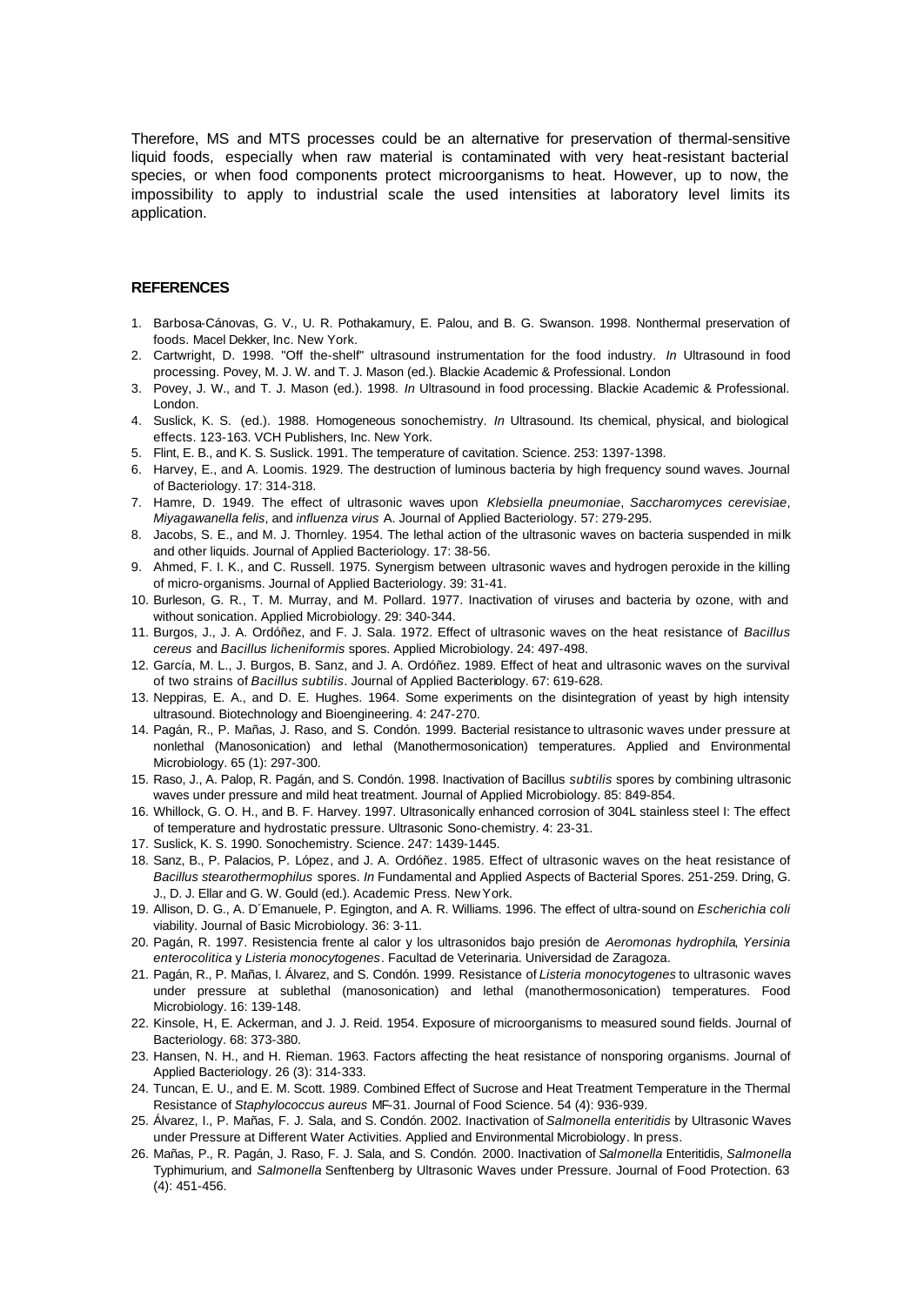Therefore, MS and MTS processes could be an alternative for preservation of thermal-sensitive liquid foods, especially when raw material is contaminated with very heat-resistant bacterial species, or when food components protect microorganisms to heat. However, up to now, the impossibility to apply to industrial scale the used intensities at laboratory level limits its application.

## REFERENCES

1. Barbosa-Cánovas, G. V., U. R. Pothakamury, E. Palou, and B. G. Swanson. 1998. Nonthermal preservation of foods. Macel Dekker, Inc. New York.
2. Cartwright, D. 1998. "Off the-shelf" ultrasound instrumentation for the food industry. *In* Ultrasound in food processing. Povey, M. J. W. and T. J. Mason (ed.). Blackie Academic & Professional. London
3. Povey, J. W., and T. J. Mason (ed.). 1998. *In* Ultrasound in food processing. Blackie Academic & Professional. London.
4. Suslick, K. S. (ed.). 1988. Homogeneous sonochemistry. *In* Ultrasound. Its chemical, physical, and biological effects. 123-163. VCH Publishers, Inc. New York.
5. Flint, E. B., and K. S. Suslick. 1991. The temperature of cavitation. Science. 253: 1397-1398.
6. Harvey, E., and A. Loomis. 1929. The destruction of luminous bacteria by high frequency sound waves. Journal of Bacteriology. 17: 314-318.
7. Hamre, D. 1949. The effect of ultrasonic waves upon *Klebsiella pneumoniae*, *Saccharomyces cerevisiae*, *Miyagawanella felis*, and *influenza virus* A. Journal of Applied Bacteriology. 57: 279-295.
8. Jacobs, S. E., and M. J. Thornley. 1954. The lethal action of the ultrasonic waves on bacteria suspended in milk and other liquids. Journal of Applied Bacteriology. 17: 38-56.
9. Ahmed, F. I. K., and C. Russell. 1975. Synergism between ultrasonic waves and hydrogen peroxide in the killing of micro-organisms. Journal of Applied Bacteriology. 39: 31-41.
10. Burleson, G. R., T. M. Murray, and M. Pollard. 1977. Inactivation of viruses and bacteria by ozone, with and without sonication. Applied Microbiology. 29: 340-344.
11. Burgos, J., J. A. Ordóñez, and F. J. Sala. 1972. Effect of ultrasonic waves on the heat resistance of *Bacillus cereus* and *Bacillus licheniformis* spores. Applied Microbiology. 24: 497-498.
12. García, M. L., J. Burgos, B. Sanz, and J. A. Ordóñez. 1989. Effect of heat and ultrasonic waves on the survival of two strains of *Bacillus subtilis*. Journal of Applied Bacteriology. 67: 619-628.
13. Neppiras, E. A., and D. E. Hughes. 1964. Some experiments on the disintegration of yeast by high intensity ultrasound. Biotechnology and Bioengineering. 4: 247-270.
14. Pagán, R., P. Mañas, J. Raso, and S. Condón. 1999. Bacterial resistance to ultrasonic waves under pressure at nonlethal (Manosonication) and lethal (Manothermosonication) temperatures. Applied and Environmental Microbiology. 65 (1): 297-300.
15. Raso, J., A. Palop, R. Pagán, and S. Condón. 1998. Inactivation of Bacillus *subtilis* spores by combining ultrasonic waves under pressure and mild heat treatment. Journal of Applied Microbiology. 85: 849-854.
16. Whillock, G. O. H., and B. F. Harvey. 1997. Ultrasonically enhanced corrosion of 304L stainless steel I: The effect of temperature and hydrostatic pressure. Ultrasonic Sono-chemistry. 4: 23-31.
17. Suslick, K. S. 1990. Sonochemistry. Science. 247: 1439-1445.
18. Sanz, B., P. Palacios, P. López, and J. A. Ordóñez. 1985. Effect of ultrasonic waves on the heat resistance of *Bacillus stearothermophilus* spores. *In* Fundamental and Applied Aspects of Bacterial Spores. 251-259. Dring, G. J., D. J. Ellar and G. W. Gould (ed.). Academic Press. New York.
19. Allison, D. G., A. D´Emanuele, P. Egington, and A. R. Williams. 1996. The effect of ultra-sound on *Escherichia coli* viability. Journal of Basic Microbiology. 36: 3-11.
20. Pagán, R. 1997. Resistencia frente al calor y los ultrasonidos bajo presión de *Aeromonas hydrophila*, *Yersinia enterocolitica* y *Listeria monocytogenes*. Facultad de Veterinaria. Universidad de Zaragoza.
21. Pagán, R., P. Mañas, I. Álvarez, and S. Condón. 1999. Resistance of *Listeria monocytogenes* to ultrasonic waves under pressure at sublethal (manosonication) and lethal (manothermosonication) temperatures. Food Microbiology. 16: 139-148.
22. Kinsole, H, E. Ackerman, and J. J. Reid. 1954. Exposure of microorganisms to measured sound fields. Journal of Bacteriology. 68: 373-380.
23. Hansen, N. H., and H. Rieman. 1963. Factors affecting the heat resistance of nonsporing organisms. Journal of Applied Bacteriology. 26 (3): 314-333.
24. Tuncan, E. U., and E. M. Scott. 1989. Combined Effect of Sucrose and Heat Treatment Temperature in the Thermal Resistance of *Staphylococcus aureus* MF-31. Journal of Food Science. 54 (4): 936-939.
25. Álvarez, I., P. Mañas, F. J. Sala, and S. Condón. 2002. Inactivation of *Salmonella enteritidis* by Ultrasonic Waves under Pressure at Different Water Activities. Applied and Environmental Microbiology. In press.
26. Mañas, P., R. Pagán, J. Raso, F. J. Sala, and S. Condón. 2000. Inactivation of *Salmonella* Enteritidis, *Salmonella* Typhimurium, and *Salmonella* Senftenberg by Ultrasonic Waves under Pressure. Journal of Food Protection. 63 (4): 451-456.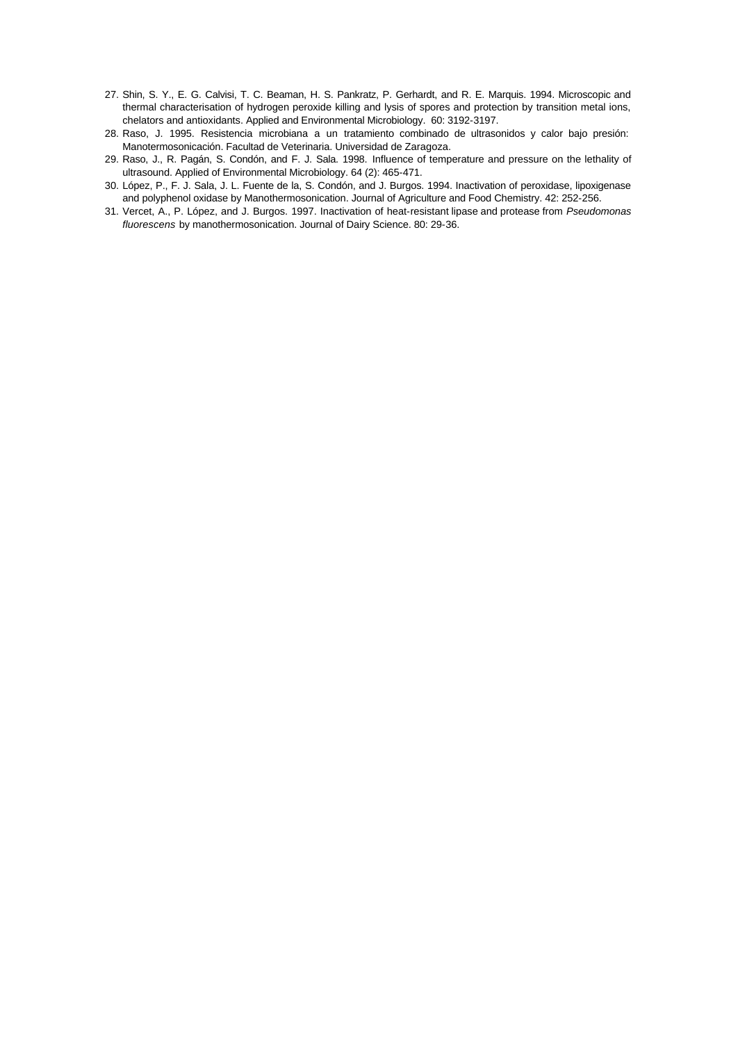27. Shin, S. Y., E. G. Calvisi, T. C. Beaman, H. S. Pankratz, P. Gerhardt, and R. E. Marquis. 1994. Microscopic and thermal characterisation of hydrogen peroxide killing and lysis of spores and protection by transition metal ions, chelators and antioxidants. Applied and Environmental Microbiology. 60: 3192-3197.
28. Raso, J. 1995. Resistencia microbiana a un tratamiento combinado de ultrasonidos y calor bajo presión: Manotermosonicación. Facultad de Veterinaria. Universidad de Zaragoza.
29. Raso, J., R. Pagán, S. Condón, and F. J. Sala. 1998. Influence of temperature and pressure on the lethality of ultrasound. Applied of Environmental Microbiology. 64 (2): 465-471.
30. López, P., F. J. Sala, J. L. Fuente de la, S. Condón, and J. Burgos. 1994. Inactivation of peroxidase, lipoxigenase and polyphenol oxidase by Manothermosonication. Journal of Agriculture and Food Chemistry. 42: 252-256.
31. Vercet, A., P. López, and J. Burgos. 1997. Inactivation of heat-resistant lipase and protease from *Pseudomonas fluorescens* by manothermosonication. Journal of Dairy Science. 80: 29-36.